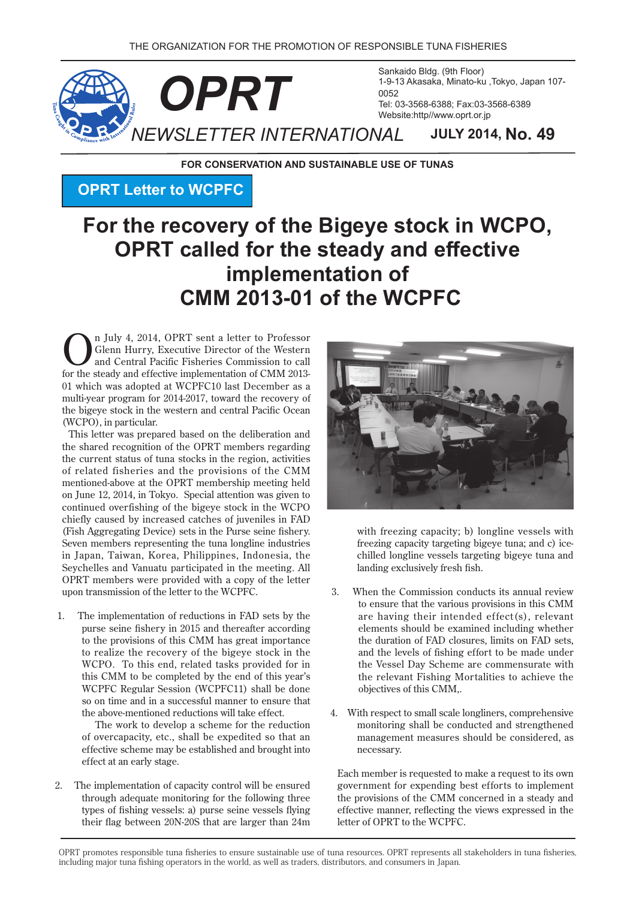THE ORGANIZATION FOR THE PROMOTION OF RESPONSIBLE TUNA FISHERIES

# OPRT

## NEWSLETTER INTERNATIONAL

Sankaido Bldg. (9th Floor)
1-9-13 Akasaka, Minato-ku ,Tokyo, Japan 107-0052
Tel: 03-3568-6388; Fax:03-3568-6389
Website:http//www.oprt.or.jp

**JULY 2014, No. 49**

**FOR CONSERVATION AND SUSTAINABLE USE OF TUNAS**

**OPRT Letter to WCPFC**

# For the recovery of the Bigeye stock in WCPO, OPRT called for the steady and effective implementation of CMM 2013-01 of the WCPFC

On July 4, 2014, OPRT sent a letter to Professor Glenn Hurry, Executive Director of the Western and Central Pacific Fisheries Commission to call for the steady and effective implementation of CMM 2013-01 which was adopted at WCPFC10 last December as a multi-year program for 2014-2017, toward the recovery of the bigeye stock in the western and central Pacific Ocean (WCPO), in particular.

This letter was prepared based on the deliberation and the shared recognition of the OPRT members regarding the current status of tuna stocks in the region, activities of related fisheries and the provisions of the CMM mentioned-above at the OPRT membership meeting held on June 12, 2014, in Tokyo. Special attention was given to continued overfishing of the bigeye stock in the WCPO chiefly caused by increased catches of juveniles in FAD (Fish Aggregating Device) sets in the Purse seine fishery. Seven members representing the tuna longline industries in Japan, Taiwan, Korea, Philippines, Indonesia, the Seychelles and Vanuatu participated in the meeting. All OPRT members were provided with a copy of the letter upon transmission of the letter to the WCPFC.

1. The implementation of reductions in FAD sets by the purse seine fishery in 2015 and thereafter according to the provisions of this CMM has great importance to realize the recovery of the bigeye stock in the WCPO. To this end, related tasks provided for in this CMM to be completed by the of this year's WCPFC Regular Session (WCPFC11) shall be done so on time and in a successful manner to ensure that the above-mentioned reductions will take effect.

   The work to develop a scheme for the reduction of overcapacity, etc., shall be expedited so that an effective scheme may be established and brought into effect at an early stage.

2. The implementation of capacity control will be ensured through adequate monitoring for the following three types of fishing vessels: a) purse seine vessels flying their flag between 20N-20S that are larger than 24m with freezing capacity; b) longline vessels with freezing capacity targeting bigeye tuna; and c) ice-chilled longline vessels targeting bigeye tuna and landing exclusively fresh fish.

3. When the Commission conducts its annual review to ensure that the various provisions in this CMM are having their intended effect(s), relevant elements should be examined including whether the duration of FAD closures, limits on FAD sets, and the levels of fishing effort to be made under the Vessel Day Scheme are commensurate with the relevant Fishing Mortalities to achieve the objectives of this CMM,.

4. With respect to small scale longliners, comprehensive monitoring shall be conducted and strengthened management measures should be considered, as necessary.

Each member is requested to make a request to its own government for expending best efforts to implement the provisions of the CMM concerned in a steady and effective manner, reflecting the views expressed in the letter of OPRT to the WCPFC.

OPRT promotes responsible tuna fisheries to ensure sustainable use of tuna resources. OPRT represents all stakeholders in tuna fisheries, including major tuna fishing operators in the world, as well as traders, distributors, and consumers in Japan.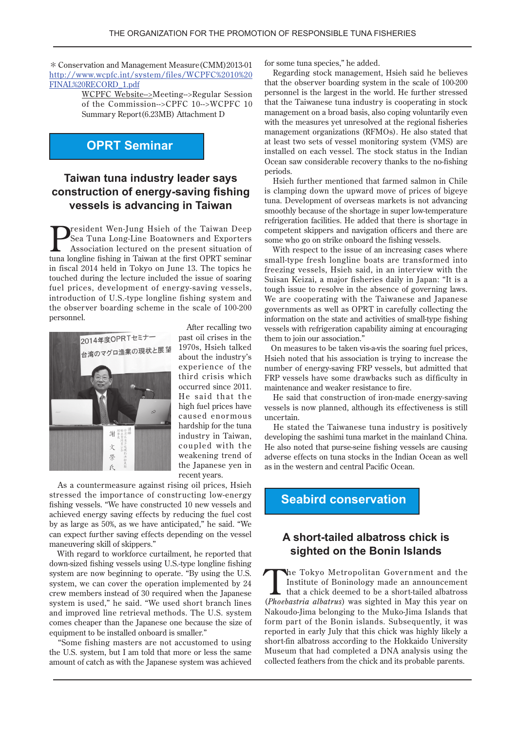＊Conservation and Management Measure(CMM)2013-01 http://www.wcpfc.int/system/files/WCPFC%2010%20FINAL%20RECORD_1.pdf

WCPFC Website-->Meeting-->Regular Session of the Commission-->CPFC 10-->WCPFC 10 Summary Report(6.23MB) Attachment D

## OPRT Seminar

### Taiwan tuna industry leader says construction of energy-saving fishing vessels is advancing in Taiwan

President Wen-Jung Hsieh of the Taiwan Deep Sea Tuna Long-Line Boatowners and Exporters Association lectured on the present situation of tuna longline fishing in Taiwan at the first OPRT seminar in fiscal 2014 held in Tokyo on June 13. The topics he touched during the lecture included the issue of soaring fuel prices, development of energy-saving fishing vessels, introduction of U.S.-type longline fishing system and the observer boarding scheme in the scale of 100-200 personnel.

After recalling two past oil crises in the 1970s, Hsieh talked about the industry's experience of the third crisis which occurred since 2011. He said that the high fuel prices have caused enormous hardship for the tuna industry in Taiwan, coupled with the weakening trend of the Japanese yen in recent years.

As a countermeasure against rising oil prices, Hsieh stressed the importance of constructing low-energy fishing vessels. "We have constructed 10 new vessels and achieved energy saving effects by reducing the fuel cost by as large as 50%, as we have anticipated," he said. "We can expect further saving effects depending on the vessel maneuvering skill of skippers."

With regard to workforce curtailment, he reported that down-sized fishing vessels using U.S.-type longline fishing system are now beginning to operate. "By using the U.S. system, we can cover the operation implemented by 24 crew members instead of 30 required when the Japanese system is used," he said. "We used short branch lines and improved line retrieval methods. The U.S. system comes cheaper than the Japanese one because the size of equipment to be installed onboard is smaller."

"Some fishing masters are not accustomed to using the U.S. system, but I am told that more or less the same amount of catch as with the Japanese system was achieved for some tuna species," he added.

Regarding stock management, Hsieh said he believes that the observer boarding system in the scale of 100-200 personnel is the largest in the world. He further stressed that the Taiwanese tuna industry is cooperating in stock management on a broad basis, also coping voluntarily even with the measures yet unresolved at the regional fisheries management organizations (RFMOs). He also stated that at least two sets of vessel monitoring system (VMS) are installed on each vessel. The stock status in the Indian Ocean saw considerable recovery thanks to the no-fishing periods.

Hsieh further mentioned that farmed salmon in Chile is clamping down the upward move of prices of bigeye tuna. Development of overseas markets is not advancing smoothly because of the shortage in super low-temperature refrigeration facilities. He added that there is shortage in competent skippers and navigation officers and there are some who go on strike onboard the fishing vessels.

With respect to the issue of an increasing cases where small-type fresh longline boats are transformed into freezing vessels, Hsieh said, in an interview with the Suisan Keizai, a major fisheries daily in Japan: "It is a tough issue to resolve in the absence of governing laws. We are cooperating with the Taiwanese and Japanese governments as well as OPRT in carefully collecting the information on the state and activities of small-type fishing vessels with refrigeration capability aiming at encouraging them to join our association."

On measures to be taken vis-a-vis the soaring fuel prices, Hsieh noted that his association is trying to increase the number of energy-saving FRP vessels, but admitted that FRP vessels have some drawbacks such as difficulty in maintenance and weaker resistance to fire.

He said that construction of iron-made energy-saving vessels is now planned, although its effectiveness is still uncertain.

He stated the Taiwanese tuna industry is positively developing the sashimi tuna market in the mainland China. He also noted that purse-seine fishing vessels are causing adverse effects on tuna stocks in the Indian Ocean as well as in the western and central Pacific Ocean.

## Seabird conservation

### A short-tailed albatross chick is sighted on the Bonin Islands

The Tokyo Metropolitan Government and the Institute of Boninology made an announcement that a chick deemed to be a short-tailed albatross (*Phoebastria albatrus*) was sighted in May this year on Nakoudo-Jima belonging to the Muko-Jima Islands that form part of the Bonin islands. Subsequently, it was reported in early July that this chick was highly likely a short-fin albatross according to the Hokkaido University Museum that had completed a DNA analysis using the collected feathers from the chick and its probable parents.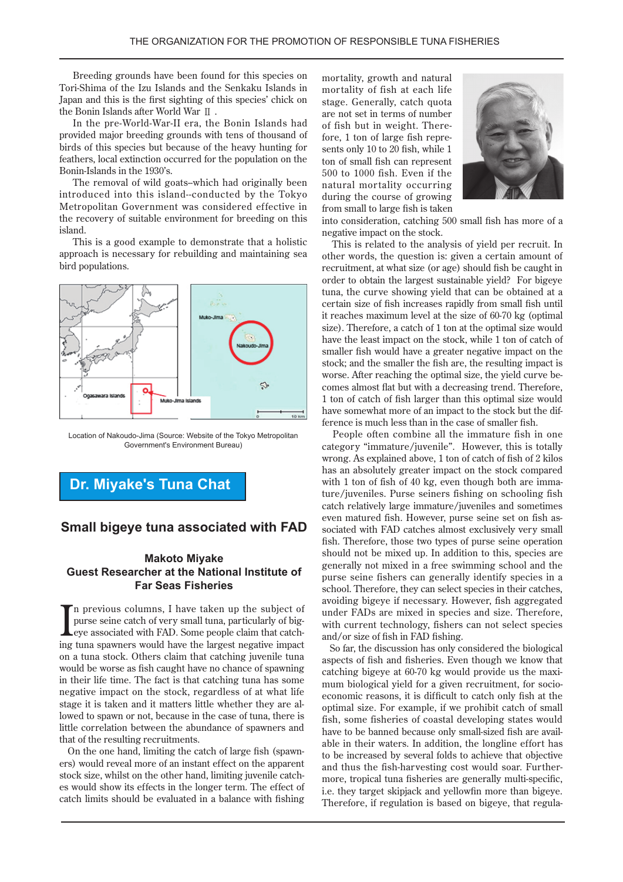Breeding grounds have been found for this species on Tori-Shima of the Izu Islands and the Senkaku Islands in Japan and this is the first sighting of this species' chick on the Bonin Islands after World War Ⅱ.

In the pre-World-War-II era, the Bonin Islands had provided major breeding grounds with tens of thousand of birds of this species but because of the heavy hunting for feathers, local extinction occurred for the population on the Bonin-Islands in the 1930's.

The removal of wild goats–which had originally been introduced into this island--conducted by the Tokyo Metropolitan Government was considered effective in the recovery of suitable environment for breeding on this island.

This is a good example to demonstrate that a holistic approach is necessary for rebuilding and maintaining sea bird populations.

Location of Nakoudo-Jima (Source: Website of the Tokyo Metropolitan Government's Environment Bureau)

## Dr. Miyake's Tuna Chat

### Small bigeye tuna associated with FAD

**Makoto Miyake**
**Guest Researcher at the National Institute of Far Seas Fisheries**

In previous columns, I have taken up the subject of purse seine catch of very small tuna, particularly of bigeye associated with FAD. Some people claim that catching tuna spawners would have the largest negative impact on a tuna stock. Others claim that catching juvenile tuna would be worse as fish caught have no chance of spawning in their life time. The fact is that catching tuna has some negative impact on the stock, regardless of at what life stage it is taken and it matters little whether they are allowed to spawn or not, because in the case of tuna, there is little correlation between the abundance of spawners and that of the resulting recruitments.

On the one hand, limiting the catch of large fish (spawners) would reveal more of an instant effect on the apparent stock size, whilst on the other hand, limiting juvenile catches would show its effects in the longer term. The effect of catch limits should be evaluated in a balance with fishing mortality, growth and natural mortality of fish at each life stage. Generally, catch quota are not set in terms of number of fish but in weight. Therefore, 1 ton of large fish represents only 10 to 20 fish, while 1 ton of small fish can represent 500 to 1000 fish. Even if the natural mortality occurring during the course of growing from small to large fish is taken into consideration, catching 500 small fish has more of a negative impact on the stock.

This is related to the analysis of yield per recruit. In other words, the question is: given a certain amount of recruitment, at what size (or age) should fish be caught in order to obtain the largest sustainable yield? For bigeye tuna, the curve showing yield that can be obtained at a certain size of fish increases rapidly from small fish until it reaches maximum level at the size of 60-70 kg (optimal size). Therefore, a catch of 1 ton at the optimal size would have the least impact on the stock, while 1 ton of catch of smaller fish would have a greater negative impact on the stock; and the smaller the fish are, the resulting impact is worse. After reaching the optimal size, the yield curve becomes almost flat but with a decreasing trend. Therefore, 1 ton of catch of fish larger than this optimal size would have somewhat more of an impact to the stock but the difference is much less than in the case of smaller fish.

People often combine all the immature fish in one category "immature/juvenile". However, this is totally wrong. As explained above, 1 ton of catch of fish of 2 kilos has an absolutely greater impact on the stock compared with 1 ton of fish of 40 kg, even though both are immature/juveniles. Purse seiners fishing on schooling fish catch relatively large immature/juveniles and sometimes even matured fish. However, purse seine set on fish associated with FAD catches almost exclusively very small fish. Therefore, those two types of purse seine operation should not be mixed up. In addition to this, species are generally not mixed in a free swimming school and the purse seine fishers can generally identify species in a school. Therefore, they can select species in their catches, avoiding bigeye if necessary. However, fish aggregated under FADs are mixed in species and size. Therefore, with current technology, fishers can not select species and/or size of fish in FAD fishing.

So far, the discussion has only considered the biological aspects of fish and fisheries. Even though we know that catching bigeye at 60-70 kg would provide us the maximum biological yield for a given recruitment, for socio-economic reasons, it is difficult to catch only fish at the optimal size. For example, if we prohibit catch of small fish, some fisheries of coastal developing states would have to be banned because only small-sized fish are available in their waters. In addition, the longline effort has to be increased by several folds to achieve that objective and thus the fish-harvesting cost would soar. Furthermore, tropical tuna fisheries are generally multi-specific, i.e. they target skipjack and yellowfin more than bigeye. Therefore, if regulation is based on bigeye, that regula-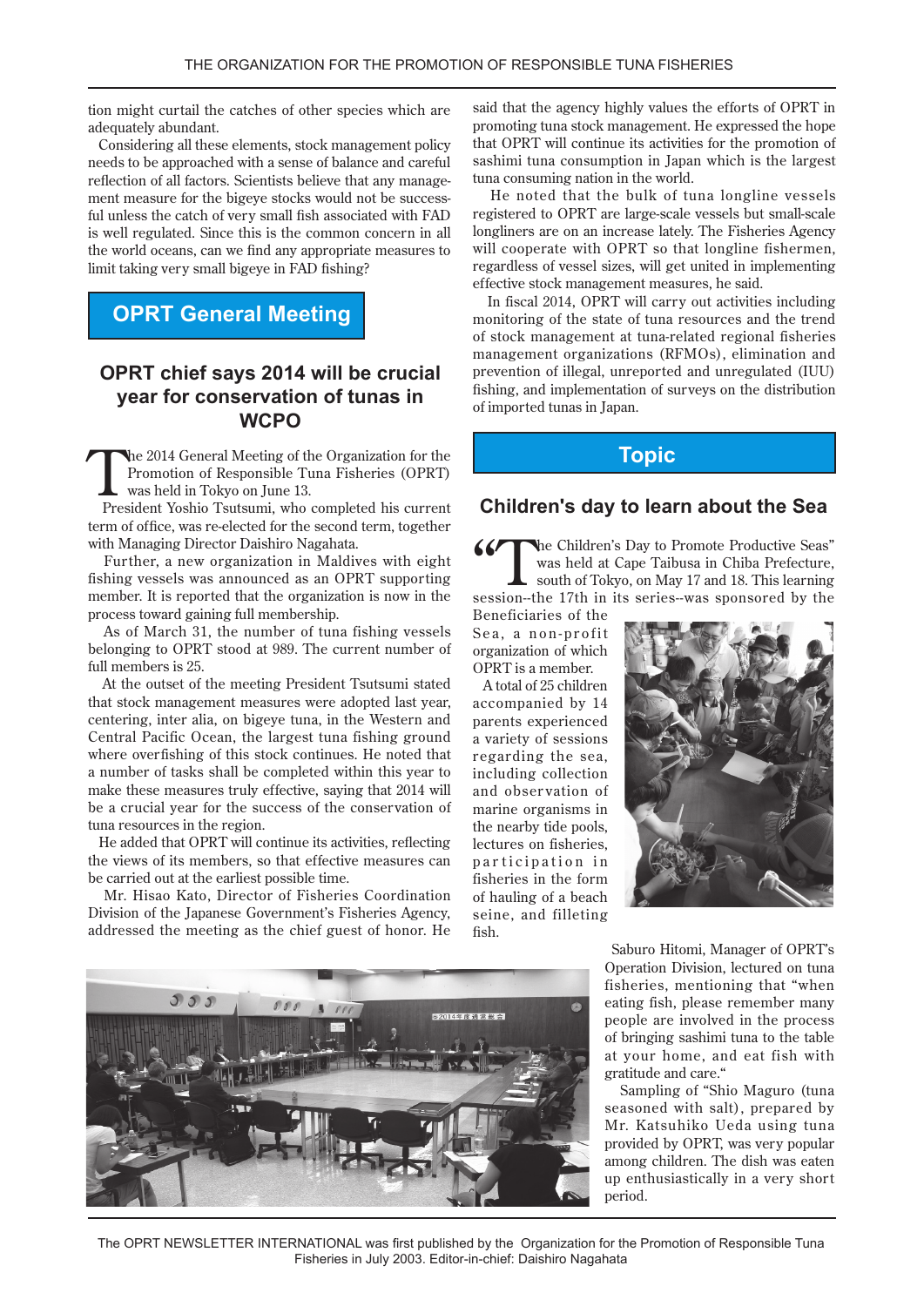tion might curtail the catches of other species which are adequately abundant.

Considering all these elements, stock management policy needs to be approached with a sense of balance and careful reflection of all factors. Scientists believe that any management measure for the bigeye stocks would not be successful unless the catch of very small fish associated with FAD is well regulated. Since this is the common concern in all the world oceans, can we find any appropriate measures to limit taking very small bigeye in FAD fishing?

## OPRT General Meeting

### OPRT chief says 2014 will be crucial year for conservation of tunas in WCPO

The 2014 General Meeting of the Organization for the Promotion of Responsible Tuna Fisheries (OPRT) was held in Tokyo on June 13.

President Yoshio Tsutsumi, who completed his current term of office, was re-elected for the second term, together with Managing Director Daishiro Nagahata.

Further, a new organization in Maldives with eight fishing vessels was announced as an OPRT supporting member. It is reported that the organization is now in the process toward gaining full membership.

As of March 31, the number of tuna fishing vessels belonging to OPRT stood at 989. The current number of full members is 25.

At the outset of the meeting President Tsutsumi stated that stock management measures were adopted last year, centering, inter alia, on bigeye tuna, in the Western and Central Pacific Ocean, the largest tuna fishing ground where overfishing of this stock continues. He noted that a number of tasks shall be completed within this year to make these measures truly effective, saying that 2014 will be a crucial year for the success of the conservation of tuna resources in the region.

He added that OPRT will continue its activities, reflecting the views of its members, so that effective measures can be carried out at the earliest possible time.

Mr. Hisao Kato, Director of Fisheries Coordination Division of the Japanese Government's Fisheries Agency, addressed the meeting as the chief guest of honor. He said that the agency highly values the efforts of OPRT in promoting tuna stock management. He expressed the hope that OPRT will continue its activities for the promotion of sashimi tuna consumption in Japan which is the largest tuna consuming nation in the world.

He noted that the bulk of tuna longline vessels registered to OPRT are large-scale vessels but small-scale longliners are on an increase lately. The Fisheries Agency will cooperate with OPRT so that longline fishermen, regardless of vessel sizes, will get united in implementing effective stock management measures, he said.

In fiscal 2014, OPRT will carry out activities including monitoring of the state of tuna resources and the trend of stock management at tuna-related regional fisheries management organizations (RFMOs), elimination and prevention of illegal, unreported and unregulated (IUU) fishing, and implementation of surveys on the distribution of imported tunas in Japan.

## Topic

### Children's day to learn about the Sea

"The Children's Day to Promote Productive Seas" was held at Cape Taibusa in Chiba Prefecture, south of Tokyo, on May 17 and 18. This learning session--the 17th in its series--was sponsored by the Beneficiaries of the Sea, a non-profit organization of which OPRT is a member.

A total of 25 children accompanied by 14 parents experienced a variety of sessions regarding the sea, including collection and observation of marine organisms in the nearby tide pools, lectures on fisheries, participation in fisheries in the form of hauling of a beach seine, and filleting fish.

Saburo Hitomi, Manager of OPRT's Operation Division, lectured on tuna fisheries, mentioning that "when eating fish, please remember many people are involved in the process of bringing sashimi tuna to the table at your home, and eat fish with gratitude and care."

Sampling of "Shio Maguro (tuna seasoned with salt), prepared by Mr. Katsuhiko Ueda using tuna provided by OPRT, was very popular among children. The dish was eaten up enthusiastically in a very short period.

The OPRT NEWSLETTER INTERNATIONAL was first published by the Organization for the Promotion of Responsible Tuna Fisheries in July 2003. Editor-in-chief: Daishiro Nagahata